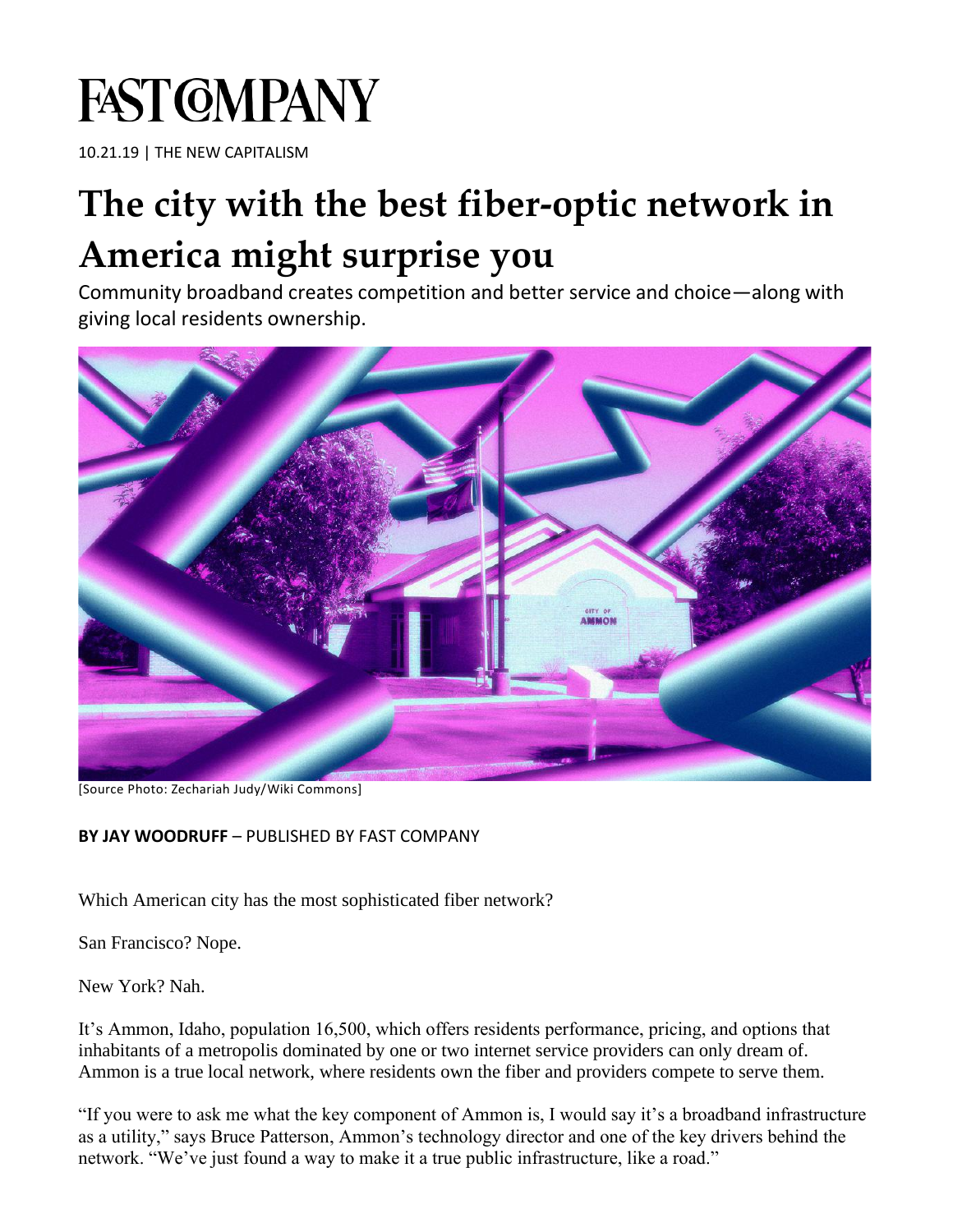# FAST COMPANY

10.21.19 | THE NEW CAPITALISM

# The city with the best fiber-optic network in America might surprise you

Community broadband creates competition and better service and choice—along with giving local residents ownership.

[Source Photo: Zechariah Judy/Wiki Commons]

**BY JAY WOODRUFF** – PUBLISHED BY FAST COMPANY

Which American city has the most sophisticated fiber network?

San Francisco? Nope.

New York? Nah.

It's Ammon, Idaho, population 16,500, which offers residents performance, pricing, and options that inhabitants of a metropolis dominated by one or two internet service providers can only dream of. Ammon is a true local network, where residents own the fiber and providers compete to serve them.

"If you were to ask me what the key component of Ammon is, I would say it's a broadband infrastructure as a utility," says Bruce Patterson, Ammon's technology director and one of the key drivers behind the network. "We've just found a way to make it a true public infrastructure, like a road."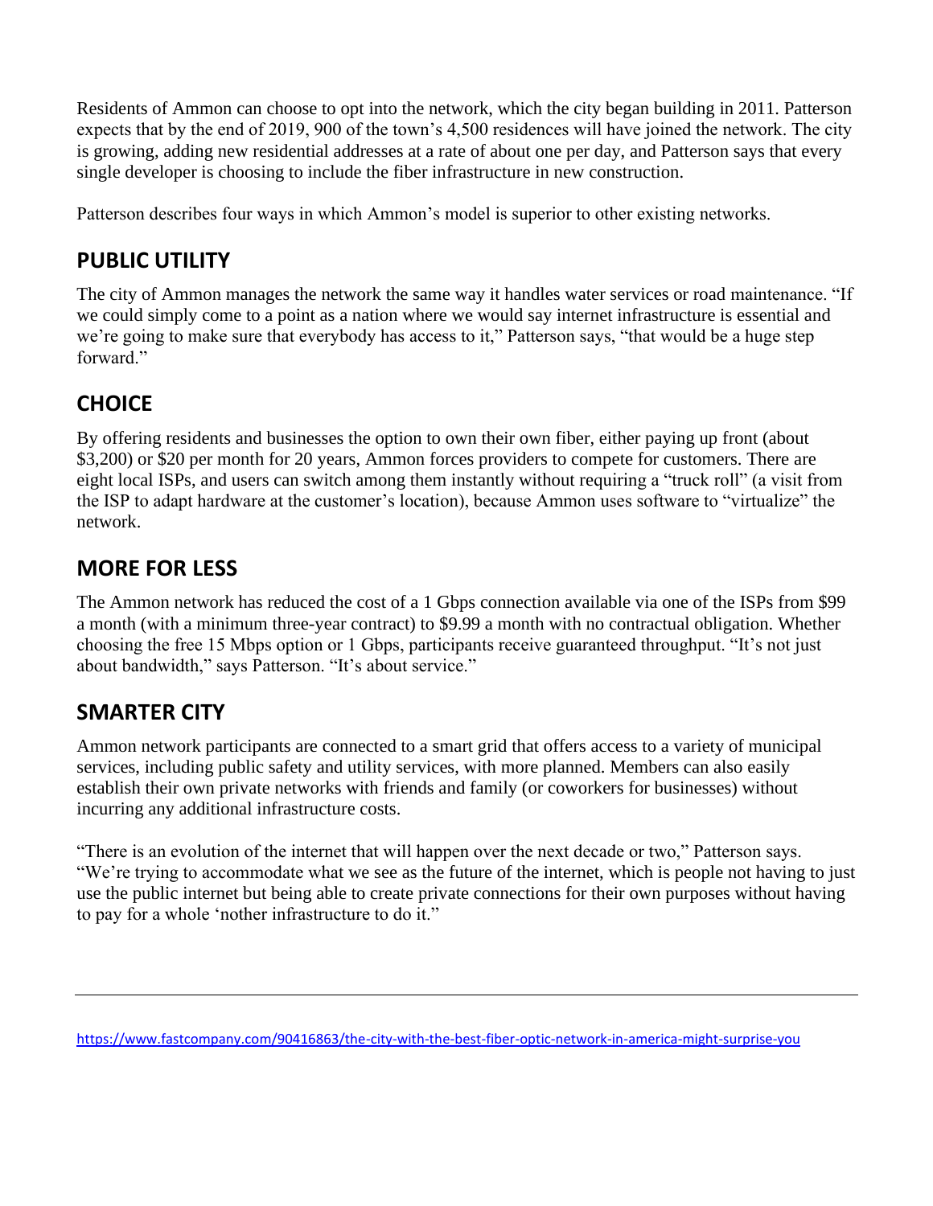Residents of Ammon can choose to opt into the network, which the city began building in 2011. Patterson expects that by the end of 2019, 900 of the town's 4,500 residences will have joined the network. The city is growing, adding new residential addresses at a rate of about one per day, and Patterson says that every single developer is choosing to include the fiber infrastructure in new construction.

Patterson describes four ways in which Ammon's model is superior to other existing networks.

## PUBLIC UTILITY

The city of Ammon manages the network the same way it handles water services or road maintenance. "If we could simply come to a point as a nation where we would say internet infrastructure is essential and we're going to make sure that everybody has access to it," Patterson says, "that would be a huge step forward."

## CHOICE

By offering residents and businesses the option to own their own fiber, either paying up front (about $3,200) or $20 per month for 20 years, Ammon forces providers to compete for customers. There are eight local ISPs, and users can switch among them instantly without requiring a "truck roll" (a visit from the ISP to adapt hardware at the customer's location), because Ammon uses software to "virtualize" the network.

## MORE FOR LESS

The Ammon network has reduced the cost of a 1 Gbps connection available via one of the ISPs from $99 a month (with a minimum three-year contract) to $9.99 a month with no contractual obligation. Whether choosing the free 15 Mbps option or 1 Gbps, participants receive guaranteed throughput. "It's not just about bandwidth," says Patterson. "It's about service."

## SMARTER CITY

Ammon network participants are connected to a smart grid that offers access to a variety of municipal services, including public safety and utility services, with more planned. Members can also easily establish their own private networks with friends and family (or coworkers for businesses) without incurring any additional infrastructure costs.

"There is an evolution of the internet that will happen over the next decade or two," Patterson says. "We're trying to accommodate what we see as the future of the internet, which is people not having to just use the public internet but being able to create private connections for their own purposes without having to pay for a whole 'nother infrastructure to do it."

---

https://www.fastcompany.com/90416863/the-city-with-the-best-fiber-optic-network-in-america-might-surprise-you